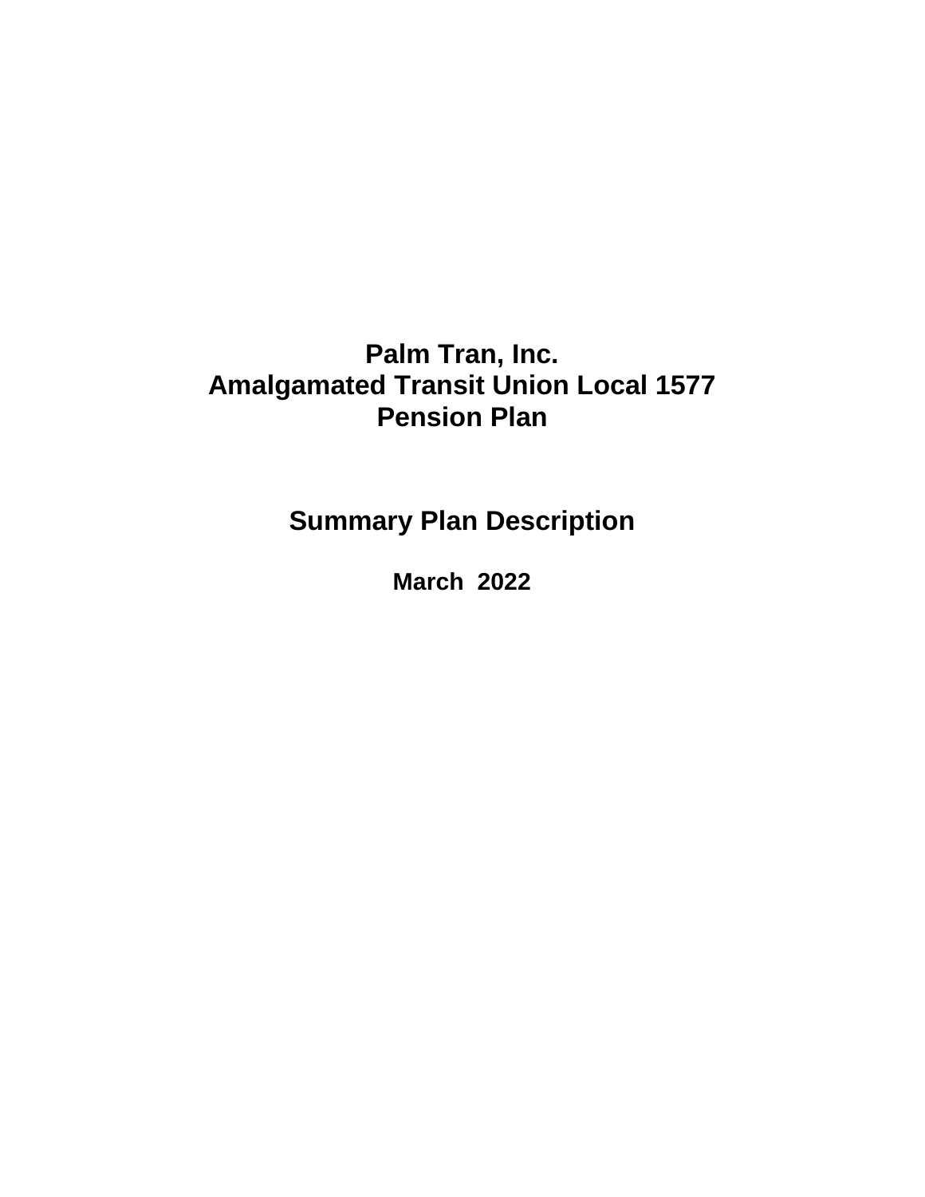# Palm Tran, Inc.
# Amalgamated Transit Union Local 1577
# Pension Plan

## Summary Plan Description

**March 2022**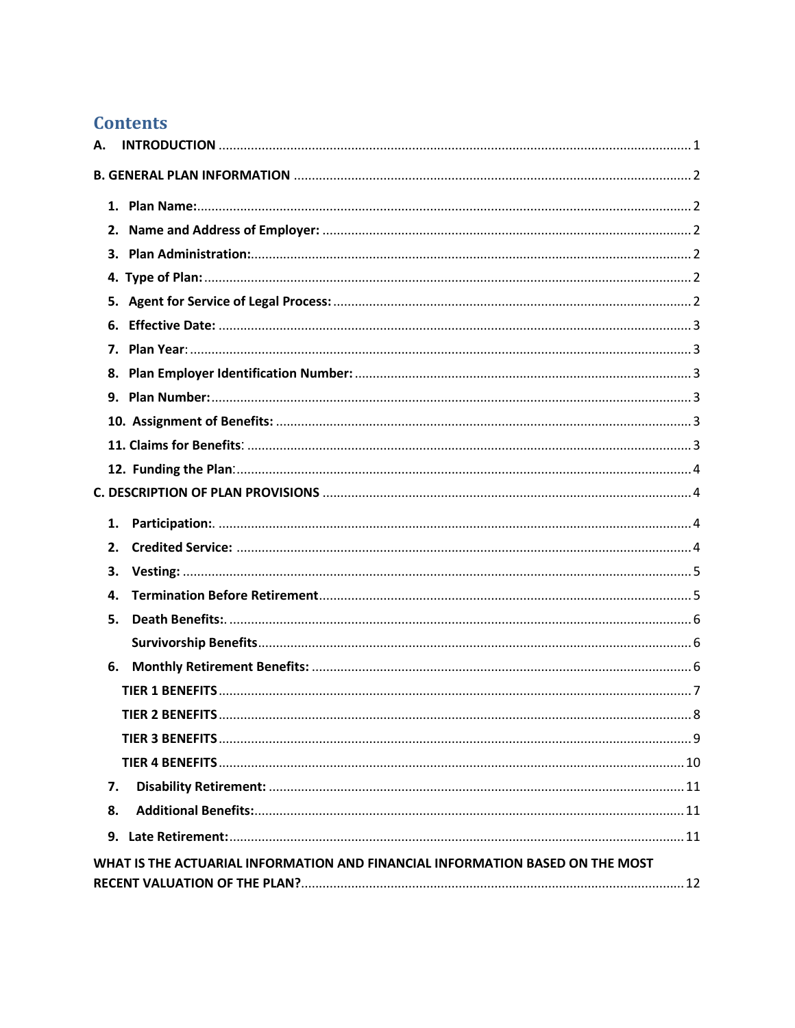# Contents

A. INTRODUCTION ... 1

B. GENERAL PLAN INFORMATION ... 2

1. Plan Name: ... 2
2. Name and Address of Employer: ... 2
3. Plan Administration: ... 2
4. Type of Plan: ... 2
5. Agent for Service of Legal Process: ... 2
6. Effective Date: ... 3
7. Plan Year: ... 3
8. Plan Employer Identification Number: ... 3
9. Plan Number: ... 3
10. Assignment of Benefits: ... 3
11. Claims for Benefits: ... 3
12. Funding the Plan: ... 4

C. DESCRIPTION OF PLAN PROVISIONS ... 4

1. Participation: ... 4
2. Credited Service: ... 4
3. Vesting: ... 5
4. Termination Before Retirement ... 5
5. Death Benefits: ... 6
   - Survivorship Benefits ... 6
6. Monthly Retirement Benefits: ... 6
   - TIER 1 BENEFITS ... 7
   - TIER 2 BENEFITS ... 8
   - TIER 3 BENEFITS ... 9
   - TIER 4 BENEFITS ... 10
7. Disability Retirement: ... 11
8. Additional Benefits: ... 11
9. Late Retirement: ... 11

WHAT IS THE ACTUARIAL INFORMATION AND FINANCIAL INFORMATION BASED ON THE MOST RECENT VALUATION OF THE PLAN? ... 12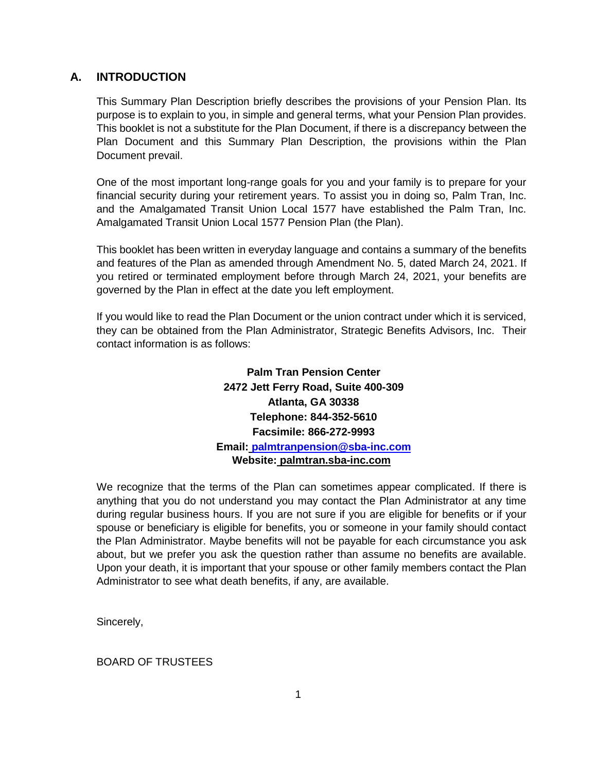## A. INTRODUCTION

This Summary Plan Description briefly describes the provisions of your Pension Plan. Its purpose is to explain to you, in simple and general terms, what your Pension Plan provides. This booklet is not a substitute for the Plan Document, if there is a discrepancy between the Plan Document and this Summary Plan Description, the provisions within the Plan Document prevail.

One of the most important long-range goals for you and your family is to prepare for your financial security during your retirement years. To assist you in doing so, Palm Tran, Inc. and the Amalgamated Transit Union Local 1577 have established the Palm Tran, Inc. Amalgamated Transit Union Local 1577 Pension Plan (the Plan).

This booklet has been written in everyday language and contains a summary of the benefits and features of the Plan as amended through Amendment No. 5, dated March 24, 2021. If you retired or terminated employment before through March 24, 2021, your benefits are governed by the Plan in effect at the date you left employment.

If you would like to read the Plan Document or the union contract under which it is serviced, they can be obtained from the Plan Administrator, Strategic Benefits Advisors, Inc. Their contact information is as follows:

**Palm Tran Pension Center**
**2472 Jett Ferry Road, Suite 400-309**
**Atlanta, GA 30338**
**Telephone: 844-352-5610**
**Facsimile: 866-272-9993**
**Email: palmtranpension@sba-inc.com**
**Website: palmtran.sba-inc.com**

We recognize that the terms of the Plan can sometimes appear complicated. If there is anything that you do not understand you may contact the Plan Administrator at any time during regular business hours. If you are not sure if you are eligible for benefits or if your spouse or beneficiary is eligible for benefits, you or someone in your family should contact the Plan Administrator. Maybe benefits will not be payable for each circumstance you ask about, but we prefer you ask the question rather than assume no benefits are available. Upon your death, it is important that your spouse or other family members contact the Plan Administrator to see what death benefits, if any, are available.

Sincerely,

BOARD OF TRUSTEES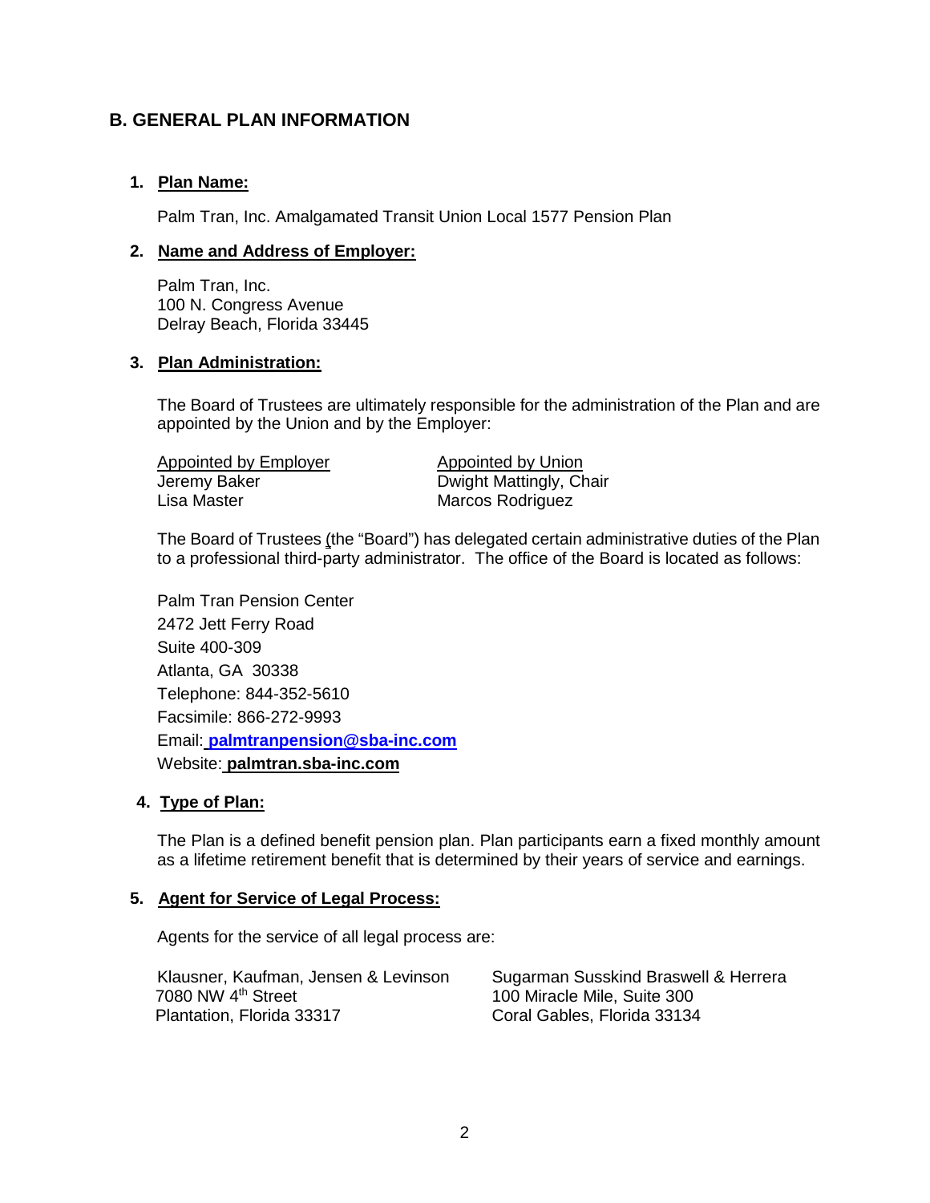## B. GENERAL PLAN INFORMATION

### 1. Plan Name:

Palm Tran, Inc. Amalgamated Transit Union Local 1577 Pension Plan

### 2. Name and Address of Employer:

Palm Tran, Inc.
100 N. Congress Avenue
Delray Beach, Florida 33445

### 3. Plan Administration:

The Board of Trustees are ultimately responsible for the administration of the Plan and are appointed by the Union and by the Employer:

| Appointed by Employer | Appointed by Union |
|---|---|
| Jeremy Baker | Dwight Mattingly, Chair |
| Lisa Master | Marcos Rodriguez |

The Board of Trustees (the "Board") has delegated certain administrative duties of the Plan to a professional third-party administrator. The office of the Board is located as follows:

Palm Tran Pension Center
2472 Jett Ferry Road
Suite 400-309
Atlanta, GA 30338
Telephone: 844-352-5610
Facsimile: 866-272-9993
Email: **palmtranpension@sba-inc.com**
Website: **palmtran.sba-inc.com**

### 4. Type of Plan:

The Plan is a defined benefit pension plan. Plan participants earn a fixed monthly amount as a lifetime retirement benefit that is determined by their years of service and earnings.

### 5. Agent for Service of Legal Process:

Agents for the service of all legal process are:

Klausner, Kaufman, Jensen & Levinson
7080 NW 4th Street
Plantation, Florida 33317

Sugarman Susskind Braswell & Herrera
100 Miracle Mile, Suite 300
Coral Gables, Florida 33134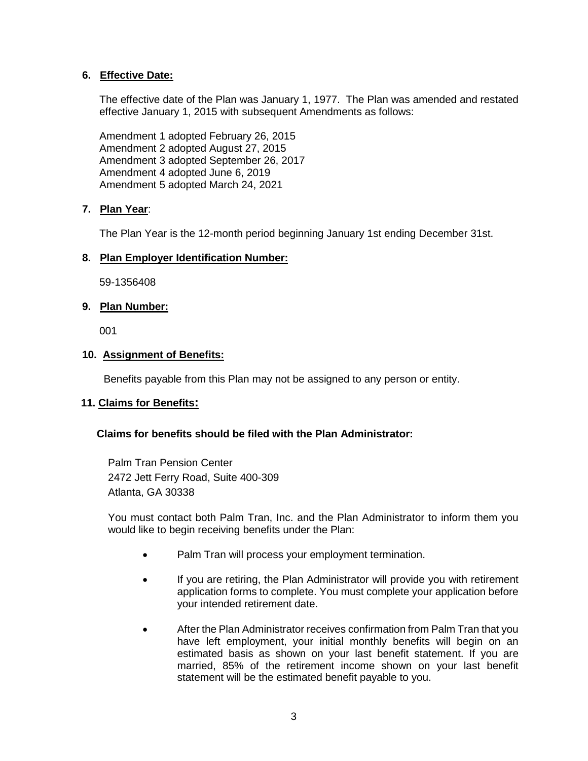## 6. Effective Date:

The effective date of the Plan was January 1, 1977. The Plan was amended and restated effective January 1, 2015 with subsequent Amendments as follows:

Amendment 1 adopted February 26, 2015
Amendment 2 adopted August 27, 2015
Amendment 3 adopted September 26, 2017
Amendment 4 adopted June 6, 2019
Amendment 5 adopted March 24, 2021

## 7. Plan Year:

The Plan Year is the 12-month period beginning January 1st ending December 31st.

## 8. Plan Employer Identification Number:

59-1356408

## 9. Plan Number:

001

## 10. Assignment of Benefits:

Benefits payable from this Plan may not be assigned to any person or entity.

## 11. Claims for Benefits:

**Claims for benefits should be filed with the Plan Administrator:**

Palm Tran Pension Center
2472 Jett Ferry Road, Suite 400-309
Atlanta, GA 30338

You must contact both Palm Tran, Inc. and the Plan Administrator to inform them you would like to begin receiving benefits under the Plan:

- Palm Tran will process your employment termination.
- If you are retiring, the Plan Administrator will provide you with retirement application forms to complete. You must complete your application before your intended retirement date.
- After the Plan Administrator receives confirmation from Palm Tran that you have left employment, your initial monthly benefits will begin on an estimated basis as shown on your last benefit statement. If you are married, 85% of the retirement income shown on your last benefit statement will be the estimated benefit payable to you.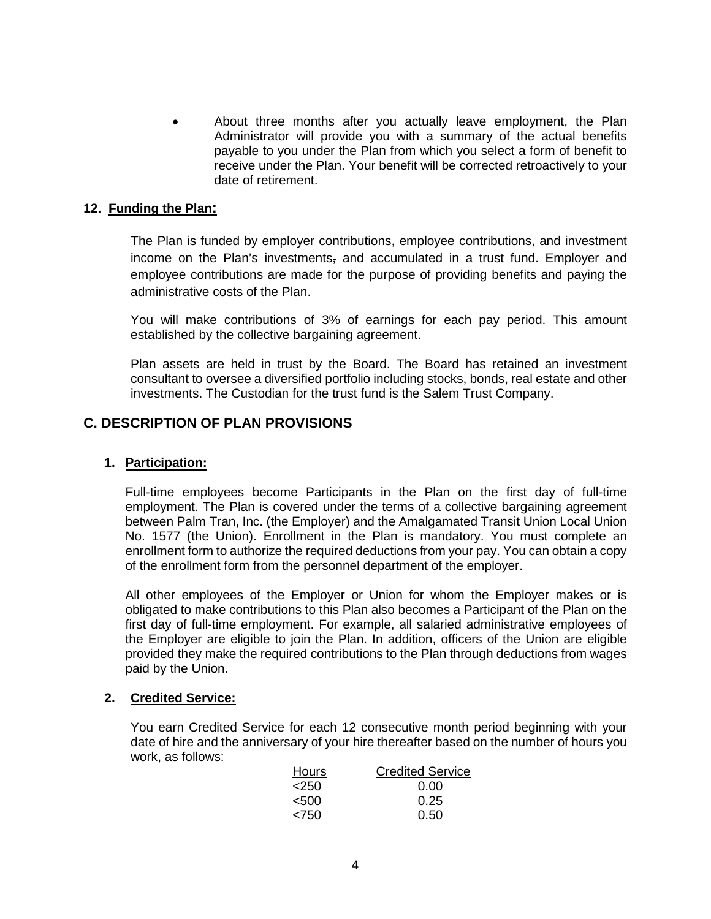- About three months after you actually leave employment, the Plan Administrator will provide you with a summary of the actual benefits payable to you under the Plan from which you select a form of benefit to receive under the Plan. Your benefit will be corrected retroactively to your date of retirement.

**12. Funding the Plan:**

The Plan is funded by employer contributions, employee contributions, and investment income on the Plan's investments, and accumulated in a trust fund. Employer and employee contributions are made for the purpose of providing benefits and paying the administrative costs of the Plan.

You will make contributions of 3% of earnings for each pay period. This amount established by the collective bargaining agreement.

Plan assets are held in trust by the Board. The Board has retained an investment consultant to oversee a diversified portfolio including stocks, bonds, real estate and other investments. The Custodian for the trust fund is the Salem Trust Company.

## C. DESCRIPTION OF PLAN PROVISIONS

**1. Participation:**

Full-time employees become Participants in the Plan on the first day of full-time employment. The Plan is covered under the terms of a collective bargaining agreement between Palm Tran, Inc. (the Employer) and the Amalgamated Transit Union Local Union No. 1577 (the Union). Enrollment in the Plan is mandatory. You must complete an enrollment form to authorize the required deductions from your pay. You can obtain a copy of the enrollment form from the personnel department of the employer.

All other employees of the Employer or Union for whom the Employer makes or is obligated to make contributions to this Plan also becomes a Participant of the Plan on the first day of full-time employment. For example, all salaried administrative employees of the Employer are eligible to join the Plan. In addition, officers of the Union are eligible provided they make the required contributions to the Plan through deductions from wages paid by the Union.

**2. Credited Service:**

You earn Credited Service for each 12 consecutive month period beginning with your date of hire and the anniversary of your hire thereafter based on the number of hours you work, as follows:

| Hours | Credited Service |
|---|---|
| <250 | 0.00 |
| <500 | 0.25 |
| <750 | 0.50 |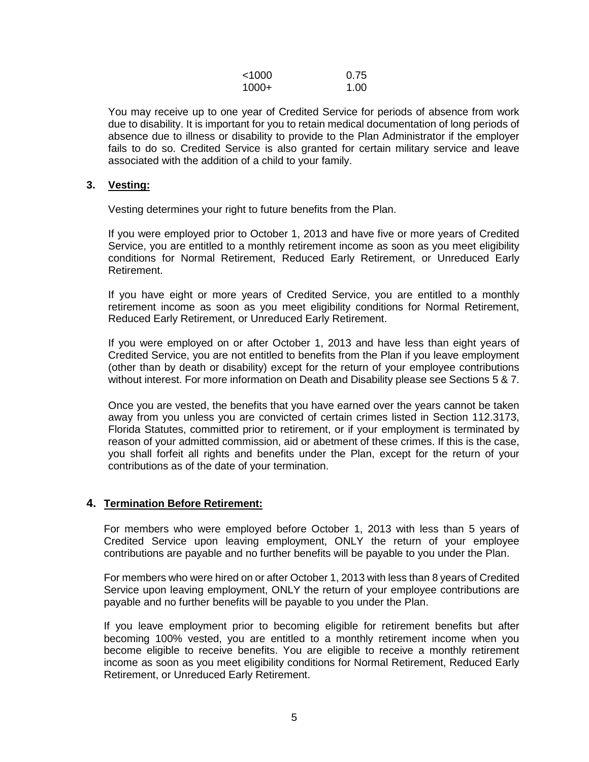| | |
|---|---|
| <1000 | 0.75 |
| 1000+ | 1.00 |

You may receive up to one year of Credited Service for periods of absence from work due to disability. It is important for you to retain medical documentation of long periods of absence due to illness or disability to provide to the Plan Administrator if the employer fails to do so. Credited Service is also granted for certain military service and leave associated with the addition of a child to your family.

### 3. <u>Vesting:</u>

Vesting determines your right to future benefits from the Plan.

If you were employed prior to October 1, 2013 and have five or more years of Credited Service, you are entitled to a monthly retirement income as soon as you meet eligibility conditions for Normal Retirement, Reduced Early Retirement, or Unreduced Early Retirement.

If you have eight or more years of Credited Service, you are entitled to a monthly retirement income as soon as you meet eligibility conditions for Normal Retirement, Reduced Early Retirement, or Unreduced Early Retirement.

If you were employed on or after October 1, 2013 and have less than eight years of Credited Service, you are not entitled to benefits from the Plan if you leave employment (other than by death or disability) except for the return of your employee contributions without interest. For more information on Death and Disability please see Sections 5 & 7.

Once you are vested, the benefits that you have earned over the years cannot be taken away from you unless you are convicted of certain crimes listed in Section 112.3173, Florida Statutes, committed prior to retirement, or if your employment is terminated by reason of your admitted commission, aid or abetment of these crimes. If this is the case, you shall forfeit all rights and benefits under the Plan, except for the return of your contributions as of the date of your termination.

### 4. <u>Termination Before Retirement:</u>

For members who were employed before October 1, 2013 with less than 5 years of Credited Service upon leaving employment, ONLY the return of your employee contributions are payable and no further benefits will be payable to you under the Plan.

For members who were hired on or after October 1, 2013 with less than 8 years of Credited Service upon leaving employment, ONLY the return of your employee contributions are payable and no further benefits will be payable to you under the Plan.

If you leave employment prior to becoming eligible for retirement benefits but after becoming 100% vested, you are entitled to a monthly retirement income when you become eligible to receive benefits. You are eligible to receive a monthly retirement income as soon as you meet eligibility conditions for Normal Retirement, Reduced Early Retirement, or Unreduced Early Retirement.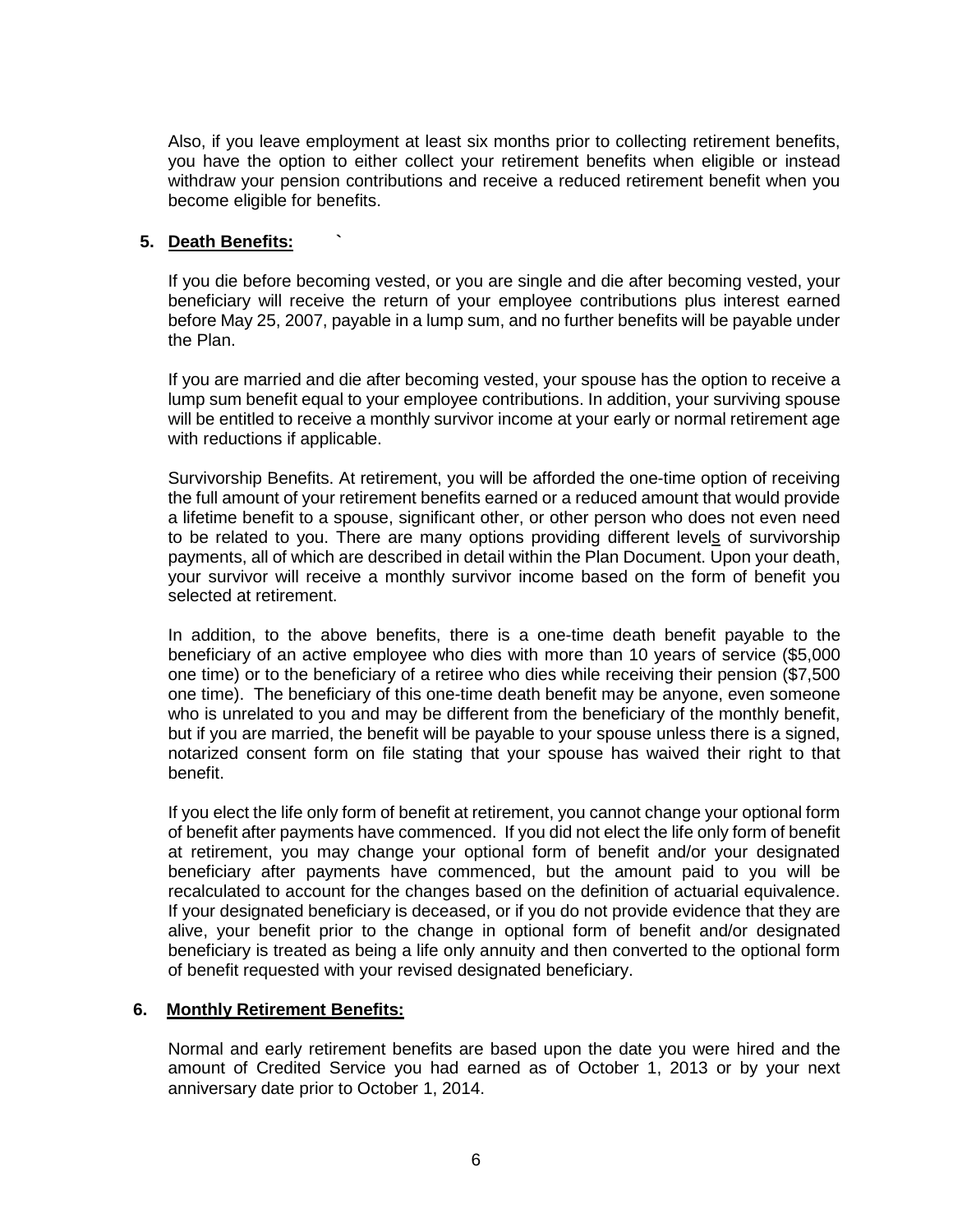Also, if you leave employment at least six months prior to collecting retirement benefits, you have the option to either collect your retirement benefits when eligible or instead withdraw your pension contributions and receive a reduced retirement benefit when you become eligible for benefits.

**5. Death Benefits:**

If you die before becoming vested, or you are single and die after becoming vested, your beneficiary will receive the return of your employee contributions plus interest earned before May 25, 2007, payable in a lump sum, and no further benefits will be payable under the Plan.

If you are married and die after becoming vested, your spouse has the option to receive a lump sum benefit equal to your employee contributions. In addition, your surviving spouse will be entitled to receive a monthly survivor income at your early or normal retirement age with reductions if applicable.

Survivorship Benefits. At retirement, you will be afforded the one-time option of receiving the full amount of your retirement benefits earned or a reduced amount that would provide a lifetime benefit to a spouse, significant other, or other person who does not even need to be related to you. There are many options providing different levels of survivorship payments, all of which are described in detail within the Plan Document. Upon your death, your survivor will receive a monthly survivor income based on the form of benefit you selected at retirement.

In addition, to the above benefits, there is a one-time death benefit payable to the beneficiary of an active employee who dies with more than 10 years of service ($5,000 one time) or to the beneficiary of a retiree who dies while receiving their pension ($7,500 one time). The beneficiary of this one-time death benefit may be anyone, even someone who is unrelated to you and may be different from the beneficiary of the monthly benefit, but if you are married, the benefit will be payable to your spouse unless there is a signed, notarized consent form on file stating that your spouse has waived their right to that benefit.

If you elect the life only form of benefit at retirement, you cannot change your optional form of benefit after payments have commenced. If you did not elect the life only form of benefit at retirement, you may change your optional form of benefit and/or your designated beneficiary after payments have commenced, but the amount paid to you will be recalculated to account for the changes based on the definition of actuarial equivalence. If your designated beneficiary is deceased, or if you do not provide evidence that they are alive, your benefit prior to the change in optional form of benefit and/or designated beneficiary is treated as being a life only annuity and then converted to the optional form of benefit requested with your revised designated beneficiary.

**6. Monthly Retirement Benefits:**

Normal and early retirement benefits are based upon the date you were hired and the amount of Credited Service you had earned as of October 1, 2013 or by your next anniversary date prior to October 1, 2014.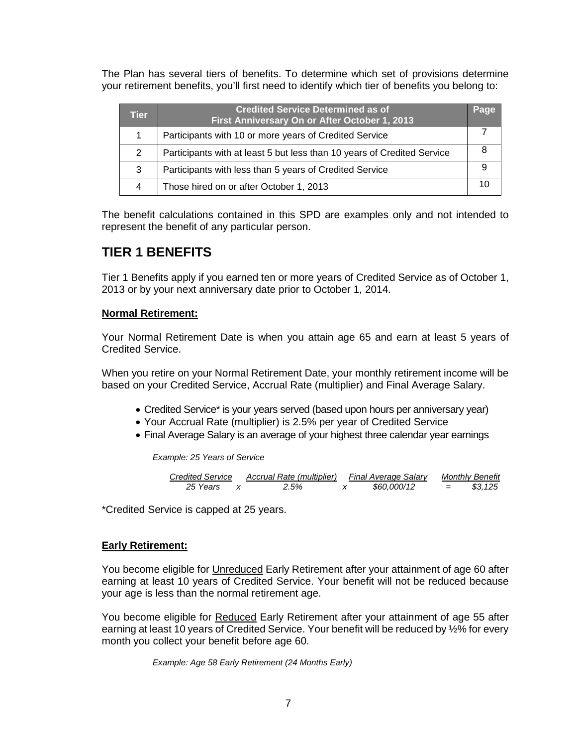The Plan has several tiers of benefits. To determine which set of provisions determine your retirement benefits, you'll first need to identify which tier of benefits you belong to:

| Tier | Credited Service Determined as of First Anniversary On or After October 1, 2013 | Page |
|---|---|---|
| 1 | Participants with 10 or more years of Credited Service | 7 |
| 2 | Participants with at least 5 but less than 10 years of Credited Service | 8 |
| 3 | Participants with less than 5 years of Credited Service | 9 |
| 4 | Those hired on or after October 1, 2013 | 10 |

The benefit calculations contained in this SPD are examples only and not intended to represent the benefit of any particular person.

## TIER 1 BENEFITS

Tier 1 Benefits apply if you earned ten or more years of Credited Service as of October 1, 2013 or by your next anniversary date prior to October 1, 2014.

**Normal Retirement:**

Your Normal Retirement Date is when you attain age 65 and earn at least 5 years of Credited Service.

When you retire on your Normal Retirement Date, your monthly retirement income will be based on your Credited Service, Accrual Rate (multiplier) and Final Average Salary.

- Credited Service* is your years served (based upon hours per anniversary year)
- Your Accrual Rate (multiplier) is 2.5% per year of Credited Service
- Final Average Salary is an average of your highest three calendar year earnings

*Example: 25 Years of Service*

| *Credited Service* | | *Accrual Rate (multiplier)* | | *Final Average Salary* | | *Monthly Benefit* |
|---|---|---|---|---|---|---|
| *25 Years* | *x* | *2.5%* | *x* | *$60,000/12* | *=* | *$3,125* |

*Credited Service is capped at 25 years.

**Early Retirement:**

You become eligible for Unreduced Early Retirement after your attainment of age 60 after earning at least 10 years of Credited Service. Your benefit will not be reduced because your age is less than the normal retirement age.

You become eligible for Reduced Early Retirement after your attainment of age 55 after earning at least 10 years of Credited Service. Your benefit will be reduced by ½% for every month you collect your benefit before age 60.

*Example: Age 58 Early Retirement (24 Months Early)*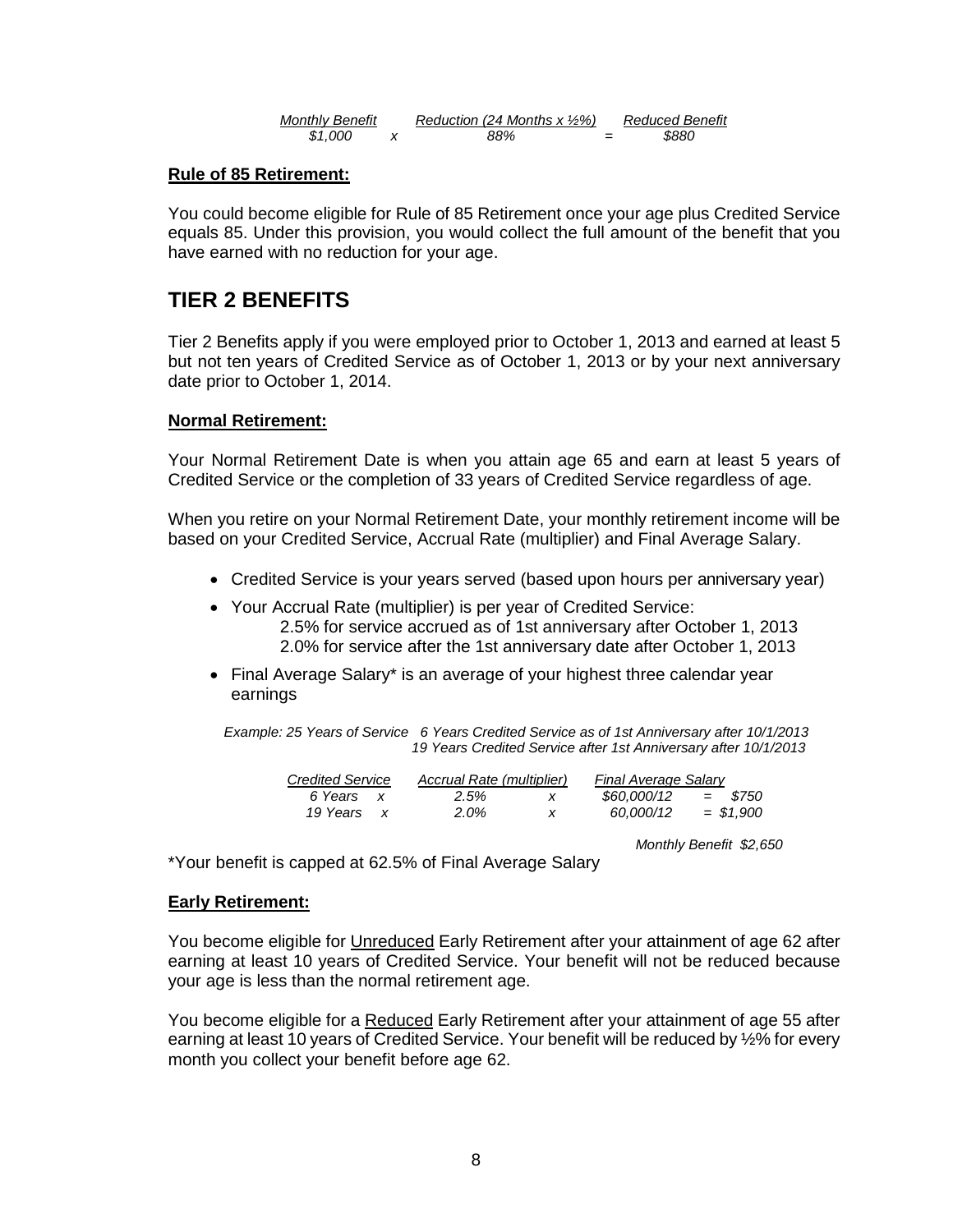| *Monthly Benefit* | | *Reduction (24 Months x ½%)* | | *Reduced Benefit* |
|---|---|---|---|---|
| *$1,000* | *x* | *88%* | *=* | *$880* |

**Rule of 85 Retirement:**

You could become eligible for Rule of 85 Retirement once your age plus Credited Service equals 85. Under this provision, you would collect the full amount of the benefit that you have earned with no reduction for your age.

# TIER 2 BENEFITS

Tier 2 Benefits apply if you were employed prior to October 1, 2013 and earned at least 5 but not ten years of Credited Service as of October 1, 2013 or by your next anniversary date prior to October 1, 2014.

**Normal Retirement:**

Your Normal Retirement Date is when you attain age 65 and earn at least 5 years of Credited Service or the completion of 33 years of Credited Service regardless of age.

When you retire on your Normal Retirement Date, your monthly retirement income will be based on your Credited Service, Accrual Rate (multiplier) and Final Average Salary.

- Credited Service is your years served (based upon hours per anniversary year)
- Your Accrual Rate (multiplier) is per year of Credited Service:
  - 2.5% for service accrued as of 1st anniversary after October 1, 2013
  - 2.0% for service after the 1st anniversary date after October 1, 2013
- Final Average Salary* is an average of your highest three calendar year earnings

*Example: 25 Years of Service 6 Years Credited Service as of 1st Anniversary after 10/1/2013*
*19 Years Credited Service after 1st Anniversary after 10/1/2013*

| *Credited Service* | | *Accrual Rate (multiplier)* | | *Final Average Salary* | |
|---|---|---|---|---|---|
| *6 Years* | *x* | *2.5%* | *x* | *$60,000/12* | *= $750* |
| *19 Years* | *x* | *2.0%* | *x* | *60,000/12* | *= $1,900* |
| | | | | *Monthly Benefit* | *$2,650* |

*Your benefit is capped at 62.5% of Final Average Salary

**Early Retirement:**

You become eligible for Unreduced Early Retirement after your attainment of age 62 after earning at least 10 years of Credited Service. Your benefit will not be reduced because your age is less than the normal retirement age.

You become eligible for a Reduced Early Retirement after your attainment of age 55 after earning at least 10 years of Credited Service. Your benefit will be reduced by ½% for every month you collect your benefit before age 62.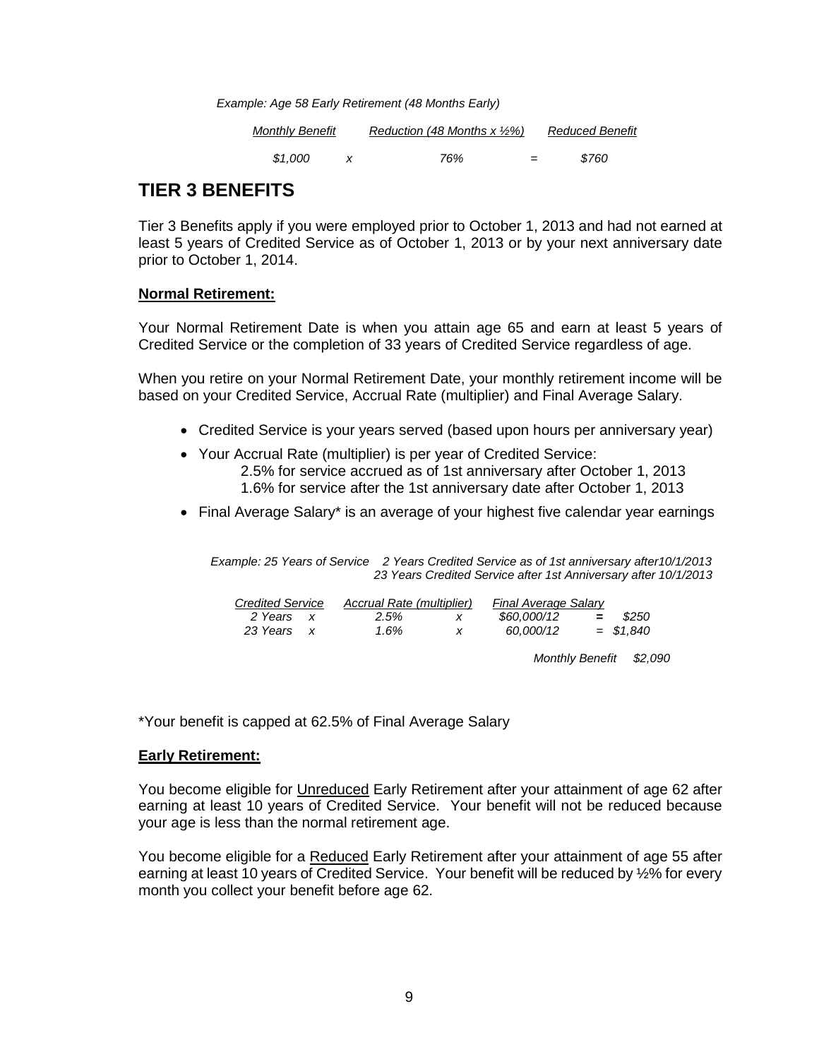*Example: Age 58 Early Retirement (48 Months Early)*

| *Monthly Benefit* | | *Reduction (48 Months x ½%)* | | *Reduced Benefit* |
|---|---|---|---|---|
| *$1,000* | *x* | *76%* | *=* | *$760* |

## TIER 3 BENEFITS

Tier 3 Benefits apply if you were employed prior to October 1, 2013 and had not earned at least 5 years of Credited Service as of October 1, 2013 or by your next anniversary date prior to October 1, 2014.

**Normal Retirement:**

Your Normal Retirement Date is when you attain age 65 and earn at least 5 years of Credited Service or the completion of 33 years of Credited Service regardless of age.

When you retire on your Normal Retirement Date, your monthly retirement income will be based on your Credited Service, Accrual Rate (multiplier) and Final Average Salary.

- Credited Service is your years served (based upon hours per anniversary year)
- Your Accrual Rate (multiplier) is per year of Credited Service:
  - 2.5% for service accrued as of 1st anniversary after October 1, 2013
  - 1.6% for service after the 1st anniversary date after October 1, 2013
- Final Average Salary* is an average of your highest five calendar year earnings

*Example: 25 Years of Service 2 Years Credited Service as of 1st anniversary after10/1/2013*
*23 Years Credited Service after 1st Anniversary after 10/1/2013*

| *Credited Service* | | *Accrual Rate (multiplier)* | | *Final Average Salary* | | |
|---|---|---|---|---|---|---|
| *2 Years* | *x* | *2.5%* | *x* | *$60,000/12* | *=* | *$250* |
| *23 Years* | *x* | *1.6%* | *x* | *60,000/12* | *=* | *$1,840* |
| | | | | *Monthly Benefit* | | *$2,090* |

*Your benefit is capped at 62.5% of Final Average Salary

**Early Retirement:**

You become eligible for Unreduced Early Retirement after your attainment of age 62 after earning at least 10 years of Credited Service. Your benefit will not be reduced because your age is less than the normal retirement age.

You become eligible for a Reduced Early Retirement after your attainment of age 55 after earning at least 10 years of Credited Service. Your benefit will be reduced by ½% for every month you collect your benefit before age 62.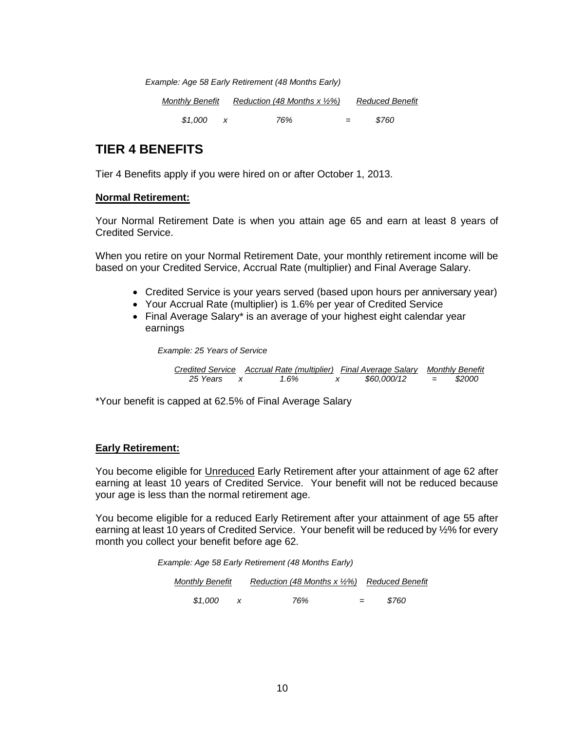*Example: Age 58 Early Retirement (48 Months Early)*

| *Monthly Benefit* | | *Reduction (48 Months x ½%)* | | *Reduced Benefit* |
|---|---|---|---|---|
| *$1,000* | *x* | *76%* | *=* | *$760* |

# TIER 4 BENEFITS

Tier 4 Benefits apply if you were hired on or after October 1, 2013.

**Normal Retirement:**

Your Normal Retirement Date is when you attain age 65 and earn at least 8 years of Credited Service.

When you retire on your Normal Retirement Date, your monthly retirement income will be based on your Credited Service, Accrual Rate (multiplier) and Final Average Salary.

- Credited Service is your years served (based upon hours per anniversary year)
- Your Accrual Rate (multiplier) is 1.6% per year of Credited Service
- Final Average Salary* is an average of your highest eight calendar year earnings

*Example: 25 Years of Service*

| *Credited Service* | | *Accrual Rate (multiplier)* | | *Final Average Salary* | | *Monthly Benefit* |
|---|---|---|---|---|---|---|
| *25 Years* | *x* | *1.6%* | *x* | *$60,000/12* | *=* | *$2000* |

*Your benefit is capped at 62.5% of Final Average Salary

**Early Retirement:**

You become eligible for Unreduced Early Retirement after your attainment of age 62 after earning at least 10 years of Credited Service. Your benefit will not be reduced because your age is less than the normal retirement age.

You become eligible for a reduced Early Retirement after your attainment of age 55 after earning at least 10 years of Credited Service. Your benefit will be reduced by ½% for every month you collect your benefit before age 62.

*Example: Age 58 Early Retirement (48 Months Early)*

| *Monthly Benefit* | | *Reduction (48 Months x ½%)* | | *Reduced Benefit* |
|---|---|---|---|---|
| *$1,000* | *x* | *76%* | *=* | *$760* |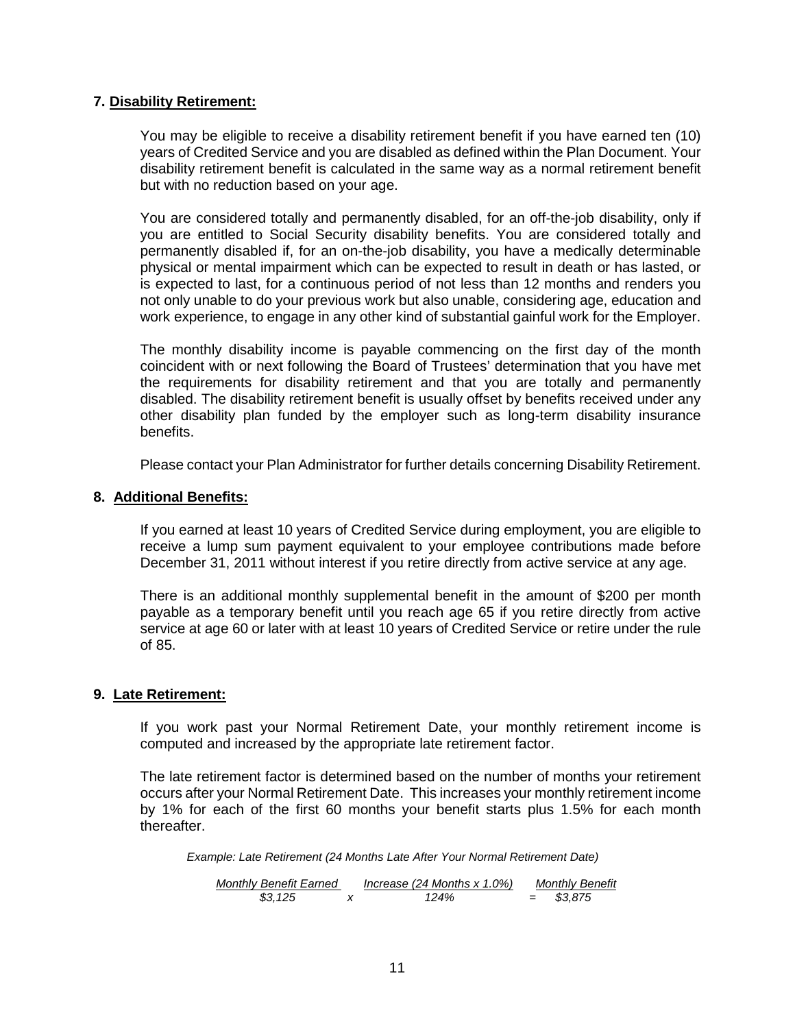**7. Disability Retirement:**

You may be eligible to receive a disability retirement benefit if you have earned ten (10) years of Credited Service and you are disabled as defined within the Plan Document. Your disability retirement benefit is calculated in the same way as a normal retirement benefit but with no reduction based on your age.

You are considered totally and permanently disabled, for an off-the-job disability, only if you are entitled to Social Security disability benefits. You are considered totally and permanently disabled if, for an on-the-job disability, you have a medically determinable physical or mental impairment which can be expected to result in death or has lasted, or is expected to last, for a continuous period of not less than 12 months and renders you not only unable to do your previous work but also unable, considering age, education and work experience, to engage in any other kind of substantial gainful work for the Employer.

The monthly disability income is payable commencing on the first day of the month coincident with or next following the Board of Trustees' determination that you have met the requirements for disability retirement and that you are totally and permanently disabled. The disability retirement benefit is usually offset by benefits received under any other disability plan funded by the employer such as long-term disability insurance benefits.

Please contact your Plan Administrator for further details concerning Disability Retirement.

**8. Additional Benefits:**

If you earned at least 10 years of Credited Service during employment, you are eligible to receive a lump sum payment equivalent to your employee contributions made before December 31, 2011 without interest if you retire directly from active service at any age.

There is an additional monthly supplemental benefit in the amount of $200 per month payable as a temporary benefit until you reach age 65 if you retire directly from active service at age 60 or later with at least 10 years of Credited Service or retire under the rule of 85.

**9. Late Retirement:**

If you work past your Normal Retirement Date, your monthly retirement income is computed and increased by the appropriate late retirement factor.

The late retirement factor is determined based on the number of months your retirement occurs after your Normal Retirement Date. This increases your monthly retirement income by 1% for each of the first 60 months your benefit starts plus 1.5% for each month thereafter.

*Example: Late Retirement (24 Months Late After Your Normal Retirement Date)*

| *Monthly Benefit Earned* | | *Increase (24 Months x 1.0%)* | | *Monthly Benefit* |
|---|---|---|---|---|
| *$3,125* | *x* | *124%* | = | *$3,875* |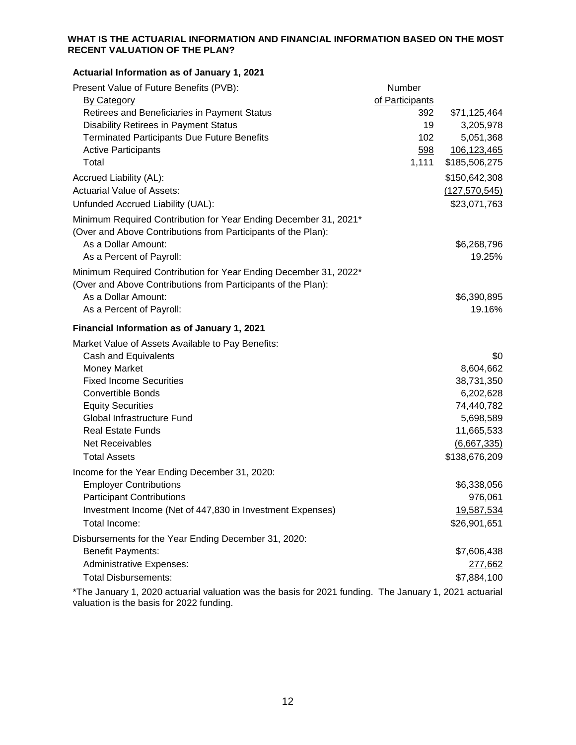**WHAT IS THE ACTUARIAL INFORMATION AND FINANCIAL INFORMATION BASED ON THE MOST RECENT VALUATION OF THE PLAN?**

**Actuarial Information as of January 1, 2021**

| | Number of Participants | |
|---|---|---|
| Present Value of Future Benefits (PVB): | | |
| By Category | | |
| Retirees and Beneficiaries in Payment Status | 392 | $71,125,464 |
| Disability Retirees in Payment Status | 19 | 3,205,978 |
| Terminated Participants Due Future Benefits | 102 | 5,051,368 |
| Active Participants | 598 | 106,123,465 |
| Total | 1,111 | $185,506,275 |
| Accrued Liability (AL): | | $150,642,308 |
| Actuarial Value of Assets: | | (127,570,545) |
| Unfunded Accrued Liability (UAL): | | $23,071,763 |
| Minimum Required Contribution for Year Ending December 31, 2021* (Over and Above Contributions from Participants of the Plan): | | |
| As a Dollar Amount: | | $6,268,796 |
| As a Percent of Payroll: | | 19.25% |
| Minimum Required Contribution for Year Ending December 31, 2022* (Over and Above Contributions from Participants of the Plan): | | |
| As a Dollar Amount: | | $6,390,895 |
| As a Percent of Payroll: | | 19.16% |

**Financial Information as of January 1, 2021**

| | |
|---|---|
| Market Value of Assets Available to Pay Benefits: | |
| Cash and Equivalents | $0 |
| Money Market | 8,604,662 |
| Fixed Income Securities | 38,731,350 |
| Convertible Bonds | 6,202,628 |
| Equity Securities | 74,440,782 |
| Global Infrastructure Fund | 5,698,589 |
| Real Estate Funds | 11,665,533 |
| Net Receivables | (6,667,335) |
| Total Assets | $138,676,209 |
| Income for the Year Ending December 31, 2020: | |
| Employer Contributions | $6,338,056 |
| Participant Contributions | 976,061 |
| Investment Income (Net of 447,830 in Investment Expenses) | 19,587,534 |
| Total Income: | $26,901,651 |
| Disbursements for the Year Ending December 31, 2020: | |
| Benefit Payments: | $7,606,438 |
| Administrative Expenses: | 277,662 |
| Total Disbursements: | $7,884,100 |

*The January 1, 2020 actuarial valuation was the basis for 2021 funding. The January 1, 2021 actuarial valuation is the basis for 2022 funding.